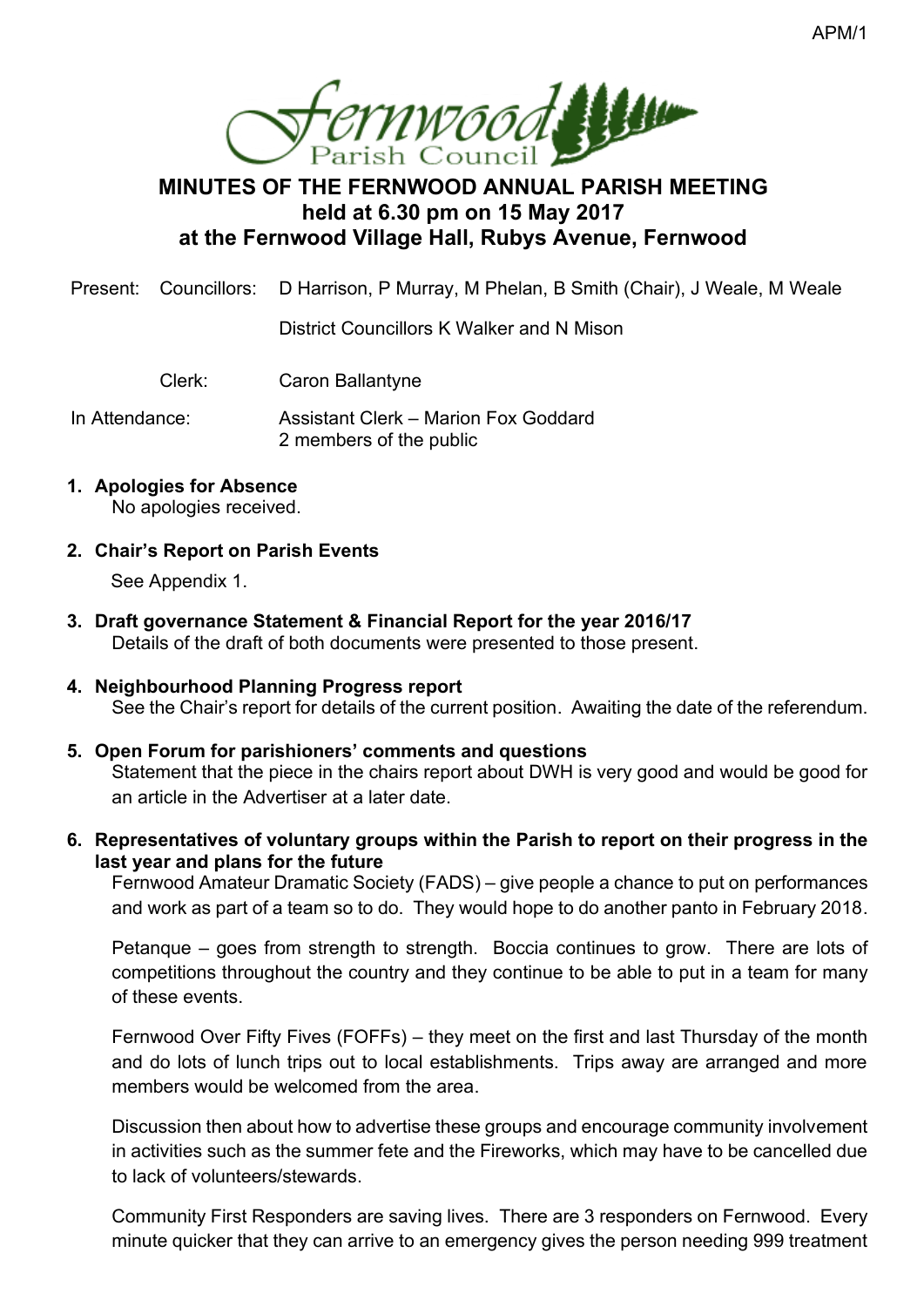# MINUTES OF THE FERNWOOD ANNUAL PARISH MEETING held at 6.30 pm on 15 May 2017 at the Fernwood Village Hall, Rubys Avenue, Fernwood

Present: Councillors: D Harrison, P Murray, M Phelan, B Smith (Chair), J Weale, M Weale

District Councillors K Walker and N Mison

Clerk: Caron Ballantyne

In Attendance: Assistant Clerk – Marion Fox Goddard
2 members of the public

1. **Apologies for Absence**
   No apologies received.

2. **Chair's Report on Parish Events**
   See Appendix 1.

3. **Draft governance Statement & Financial Report for the year 2016/17**
   Details of the draft of both documents were presented to those present.

4. **Neighbourhood Planning Progress report**
   See the Chair's report for details of the current position. Awaiting the date of the referendum.

5. **Open Forum for parishioners' comments and questions**
   Statement that the piece in the chairs report about DWH is very good and would be good for an article in the Advertiser at a later date.

6. **Representatives of voluntary groups within the Parish to report on their progress in the last year and plans for the future**
   Fernwood Amateur Dramatic Society (FADS) – give people a chance to put on performances and work as part of a team so to do. They would hope to do another panto in February 2018.

   Petanque – goes from strength to strength. Boccia continues to grow. There are lots of competitions throughout the country and they continue to be able to put in a team for many of these events.

   Fernwood Over Fifty Fives (FOFFs) – they meet on the first and last Thursday of the month and do lots of lunch trips out to local establishments. Trips away are arranged and more members would be welcomed from the area.

   Discussion then about how to advertise these groups and encourage community involvement in activities such as the summer fete and the Fireworks, which may have to be cancelled due to lack of volunteers/stewards.

   Community First Responders are saving lives. There are 3 responders on Fernwood. Every minute quicker that they can arrive to an emergency gives the person needing 999 treatment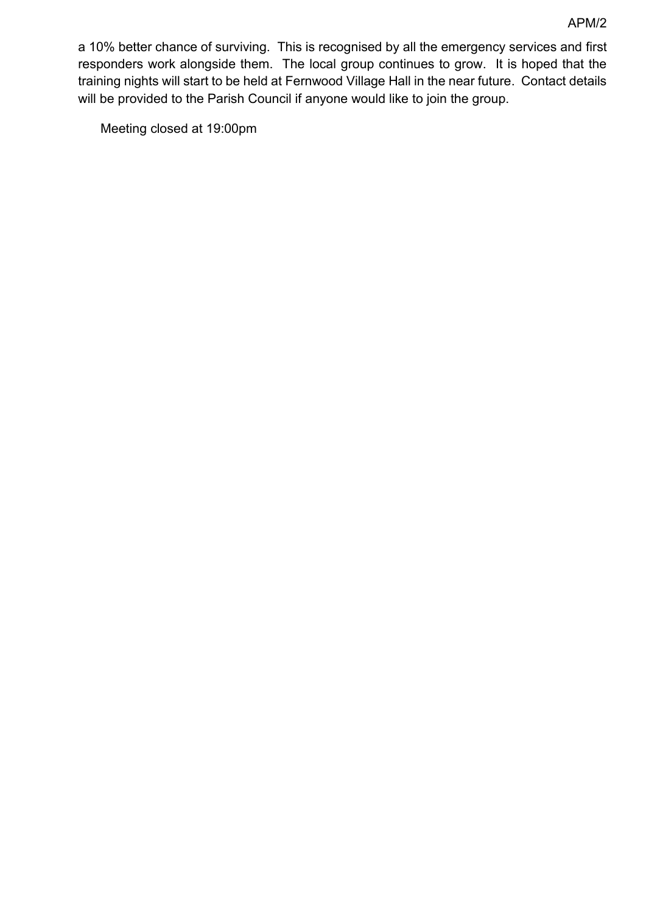a 10% better chance of surviving. This is recognised by all the emergency services and first responders work alongside them. The local group continues to grow. It is hoped that the training nights will start to be held at Fernwood Village Hall in the near future. Contact details will be provided to the Parish Council if anyone would like to join the group.

Meeting closed at 19:00pm